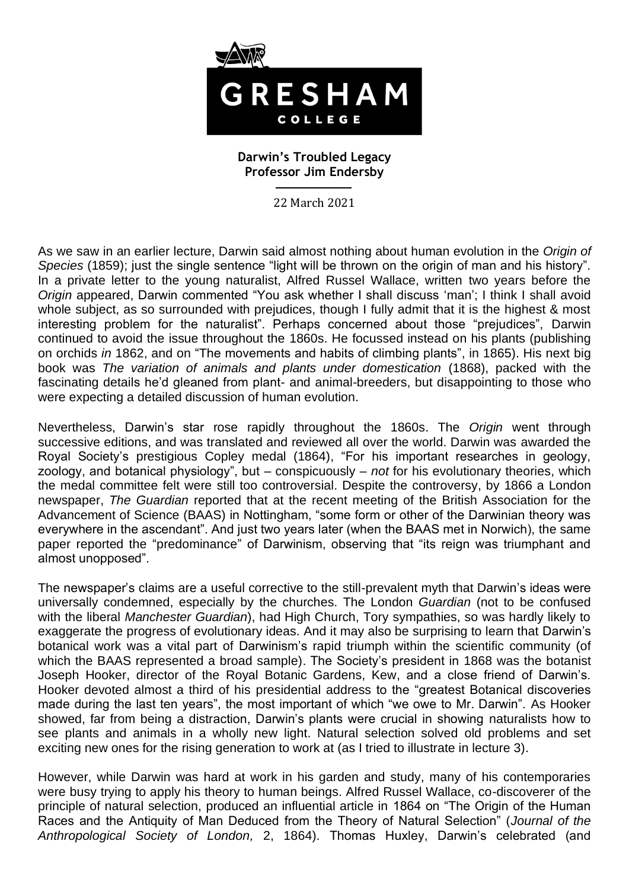# Darwin's Troubled Legacy
**Professor Jim Endersby**

22 March 2021

As we saw in an earlier lecture, Darwin said almost nothing about human evolution in the *Origin of Species* (1859); just the single sentence "light will be thrown on the origin of man and his history". In a private letter to the young naturalist, Alfred Russel Wallace, written two years before the *Origin* appeared, Darwin commented "You ask whether I shall discuss 'man'; I think I shall avoid whole subject, as so surrounded with prejudices, though I fully admit that it is the highest & most interesting problem for the naturalist". Perhaps concerned about those "prejudices", Darwin continued to avoid the issue throughout the 1860s. He focussed instead on his plants (publishing on orchids *in* 1862, and on "The movements and habits of climbing plants", in 1865). His next big book was *The variation of animals and plants under domestication* (1868), packed with the fascinating details he'd gleaned from plant- and animal-breeders, but disappointing to those who were expecting a detailed discussion of human evolution.

Nevertheless, Darwin's star rose rapidly throughout the 1860s. The *Origin* went through successive editions, and was translated and reviewed all over the world. Darwin was awarded the Royal Society's prestigious Copley medal (1864), "For his important researches in geology, zoology, and botanical physiology", but – conspicuously – *not* for his evolutionary theories, which the medal committee felt were still too controversial. Despite the controversy, by 1866 a London newspaper, *The Guardian* reported that at the recent meeting of the British Association for the Advancement of Science (BAAS) in Nottingham, "some form or other of the Darwinian theory was everywhere in the ascendant". And just two years later (when the BAAS met in Norwich), the same paper reported the "predominance" of Darwinism, observing that "its reign was triumphant and almost unopposed".

The newspaper's claims are a useful corrective to the still-prevalent myth that Darwin's ideas were universally condemned, especially by the churches. The London *Guardian* (not to be confused with the liberal *Manchester Guardian*), had High Church, Tory sympathies, so was hardly likely to exaggerate the progress of evolutionary ideas. And it may also be surprising to learn that Darwin's botanical work was a vital part of Darwinism's rapid triumph within the scientific community (of which the BAAS represented a broad sample). The Society's president in 1868 was the botanist Joseph Hooker, director of the Royal Botanic Gardens, Kew, and a close friend of Darwin's. Hooker devoted almost a third of his presidential address to the "greatest Botanical discoveries made during the last ten years", the most important of which "we owe to Mr. Darwin". As Hooker showed, far from being a distraction, Darwin's plants were crucial in showing naturalists how to see plants and animals in a wholly new light. Natural selection solved old problems and set exciting new ones for the rising generation to work at (as I tried to illustrate in lecture 3).

However, while Darwin was hard at work in his garden and study, many of his contemporaries were busy trying to apply his theory to human beings. Alfred Russel Wallace, co-discoverer of the principle of natural selection, produced an influential article in 1864 on "The Origin of the Human Races and the Antiquity of Man Deduced from the Theory of Natural Selection" (*Journal of the Anthropological Society of London,* 2, 1864). Thomas Huxley, Darwin's celebrated (and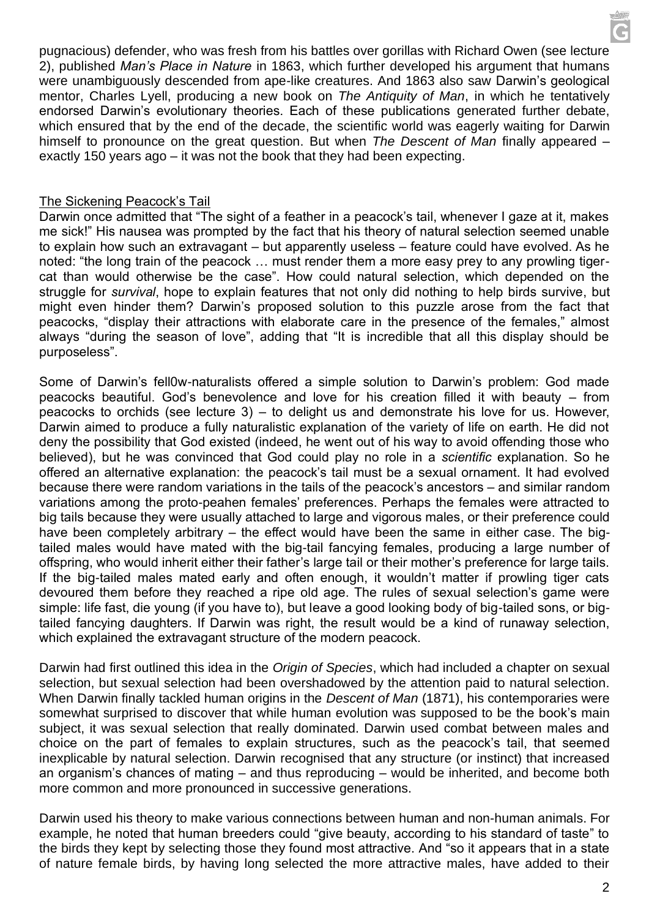pugnacious) defender, who was fresh from his battles over gorillas with Richard Owen (see lecture 2), published *Man's Place in Nature* in 1863, which further developed his argument that humans were unambiguously descended from ape-like creatures. And 1863 also saw Darwin's geological mentor, Charles Lyell, producing a new book on *The Antiquity of Man*, in which he tentatively endorsed Darwin's evolutionary theories. Each of these publications generated further debate, which ensured that by the end of the decade, the scientific world was eagerly waiting for Darwin himself to pronounce on the great question. But when *The Descent of Man* finally appeared – exactly 150 years ago – it was not the book that they had been expecting.

## The Sickening Peacock's Tail

Darwin once admitted that "The sight of a feather in a peacock's tail, whenever I gaze at it, makes me sick!" His nausea was prompted by the fact that his theory of natural selection seemed unable to explain how such an extravagant – but apparently useless – feature could have evolved. As he noted: "the long train of the peacock … must render them a more easy prey to any prowling tiger-cat than would otherwise be the case". How could natural selection, which depended on the struggle for *survival*, hope to explain features that not only did nothing to help birds survive, but might even hinder them? Darwin's proposed solution to this puzzle arose from the fact that peacocks, "display their attractions with elaborate care in the presence of the females," almost always "during the season of love", adding that "It is incredible that all this display should be purposeless".

Some of Darwin's fell0w-naturalists offered a simple solution to Darwin's problem: God made peacocks beautiful. God's benevolence and love for his creation filled it with beauty – from peacocks to orchids (see lecture 3) – to delight us and demonstrate his love for us. However, Darwin aimed to produce a fully naturalistic explanation of the variety of life on earth. He did not deny the possibility that God existed (indeed, he went out of his way to avoid offending those who believed), but he was convinced that God could play no role in a *scientific* explanation. So he offered an alternative explanation: the peacock's tail must be a sexual ornament. It had evolved because there were random variations in the tails of the peacock's ancestors – and similar random variations among the proto-peahen females' preferences. Perhaps the females were attracted to big tails because they were usually attached to large and vigorous males, or their preference could have been completely arbitrary – the effect would have been the same in either case. The big-tailed males would have mated with the big-tail fancying females, producing a large number of offspring, who would inherit either their father's large tail or their mother's preference for large tails. If the big-tailed males mated early and often enough, it wouldn't matter if prowling tiger cats devoured them before they reached a ripe old age. The rules of sexual selection's game were simple: life fast, die young (if you have to), but leave a good looking body of big-tailed sons, or big-tailed fancying daughters. If Darwin was right, the result would be a kind of runaway selection, which explained the extravagant structure of the modern peacock.

Darwin had first outlined this idea in the *Origin of Species*, which had included a chapter on sexual selection, but sexual selection had been overshadowed by the attention paid to natural selection. When Darwin finally tackled human origins in the *Descent of Man* (1871), his contemporaries were somewhat surprised to discover that while human evolution was supposed to be the book's main subject, it was sexual selection that really dominated. Darwin used combat between males and choice on the part of females to explain structures, such as the peacock's tail, that seemed inexplicable by natural selection. Darwin recognised that any structure (or instinct) that increased an organism's chances of mating – and thus reproducing – would be inherited, and become both more common and more pronounced in successive generations.

Darwin used his theory to make various connections between human and non-human animals. For example, he noted that human breeders could "give beauty, according to his standard of taste" to the birds they kept by selecting those they found most attractive. And "so it appears that in a state of nature female birds, by having long selected the more attractive males, have added to their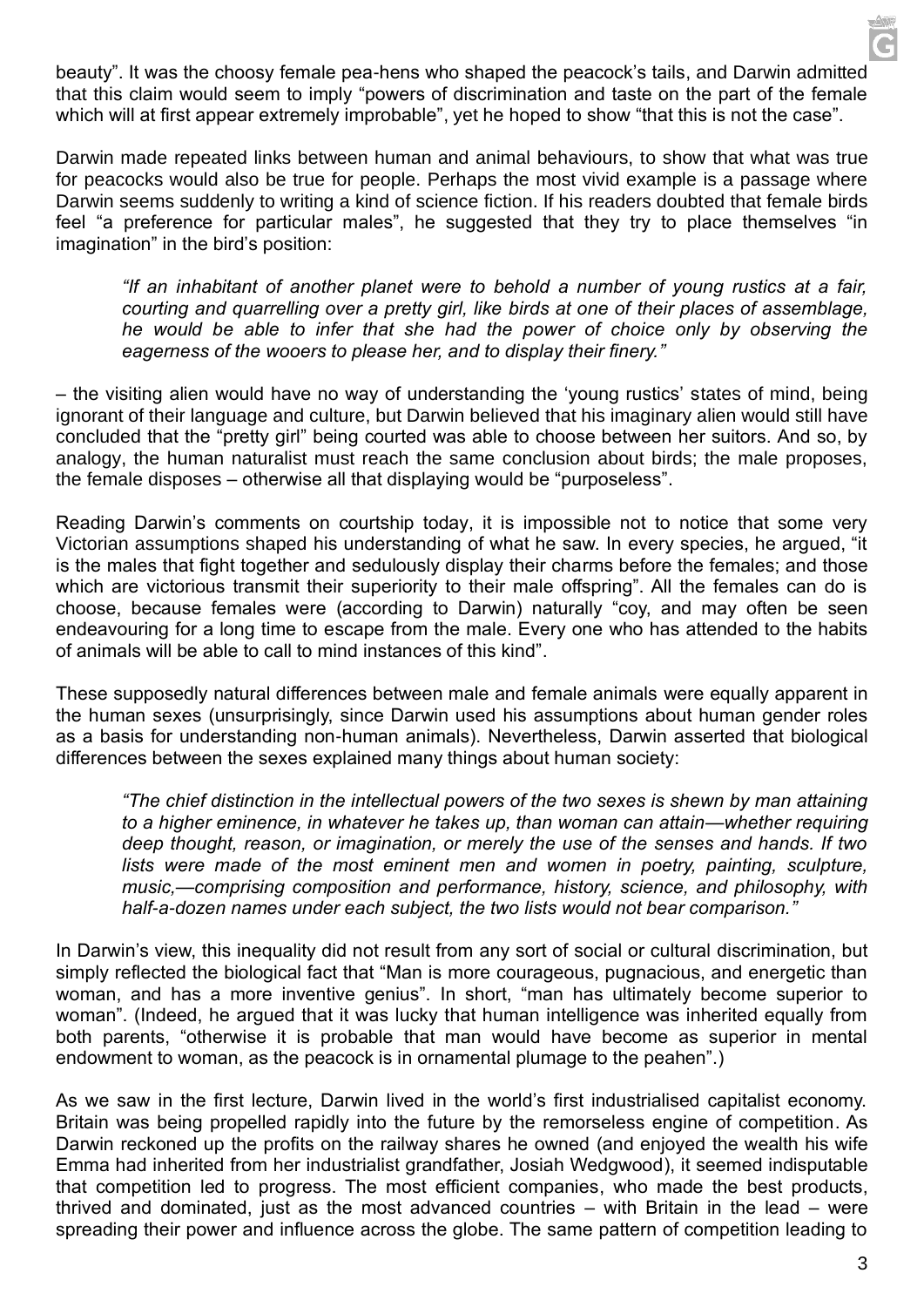beauty". It was the choosy female pea-hens who shaped the peacock's tails, and Darwin admitted that this claim would seem to imply "powers of discrimination and taste on the part of the female which will at first appear extremely improbable", yet he hoped to show "that this is not the case".

Darwin made repeated links between human and animal behaviours, to show that what was true for peacocks would also be true for people. Perhaps the most vivid example is a passage where Darwin seems suddenly to writing a kind of science fiction. If his readers doubted that female birds feel "a preference for particular males", he suggested that they try to place themselves "in imagination" in the bird's position:

> *"If an inhabitant of another planet were to behold a number of young rustics at a fair, courting and quarrelling over a pretty girl, like birds at one of their places of assemblage, he would be able to infer that she had the power of choice only by observing the eagerness of the wooers to please her, and to display their finery."*

– the visiting alien would have no way of understanding the 'young rustics' states of mind, being ignorant of their language and culture, but Darwin believed that his imaginary alien would still have concluded that the "pretty girl" being courted was able to choose between her suitors. And so, by analogy, the human naturalist must reach the same conclusion about birds; the male proposes, the female disposes – otherwise all that displaying would be "purposeless".

Reading Darwin's comments on courtship today, it is impossible not to notice that some very Victorian assumptions shaped his understanding of what he saw. In every species, he argued, "it is the males that fight together and sedulously display their charms before the females; and those which are victorious transmit their superiority to their male offspring". All the females can do is choose, because females were (according to Darwin) naturally "coy, and may often be seen endeavouring for a long time to escape from the male. Every one who has attended to the habits of animals will be able to call to mind instances of this kind".

These supposedly natural differences between male and female animals were equally apparent in the human sexes (unsurprisingly, since Darwin used his assumptions about human gender roles as a basis for understanding non-human animals). Nevertheless, Darwin asserted that biological differences between the sexes explained many things about human society:

> *"The chief distinction in the intellectual powers of the two sexes is shewn by man attaining to a higher eminence, in whatever he takes up, than woman can attain—whether requiring deep thought, reason, or imagination, or merely the use of the senses and hands. If two lists were made of the most eminent men and women in poetry, painting, sculpture, music,—comprising composition and performance, history, science, and philosophy, with half-a-dozen names under each subject, the two lists would not bear comparison."*

In Darwin's view, this inequality did not result from any sort of social or cultural discrimination, but simply reflected the biological fact that "Man is more courageous, pugnacious, and energetic than woman, and has a more inventive genius". In short, "man has ultimately become superior to woman". (Indeed, he argued that it was lucky that human intelligence was inherited equally from both parents, "otherwise it is probable that man would have become as superior in mental endowment to woman, as the peacock is in ornamental plumage to the peahen".)

As we saw in the first lecture, Darwin lived in the world's first industrialised capitalist economy. Britain was being propelled rapidly into the future by the remorseless engine of competition. As Darwin reckoned up the profits on the railway shares he owned (and enjoyed the wealth his wife Emma had inherited from her industrialist grandfather, Josiah Wedgwood), it seemed indisputable that competition led to progress. The most efficient companies, who made the best products, thrived and dominated, just as the most advanced countries – with Britain in the lead – were spreading their power and influence across the globe. The same pattern of competition leading to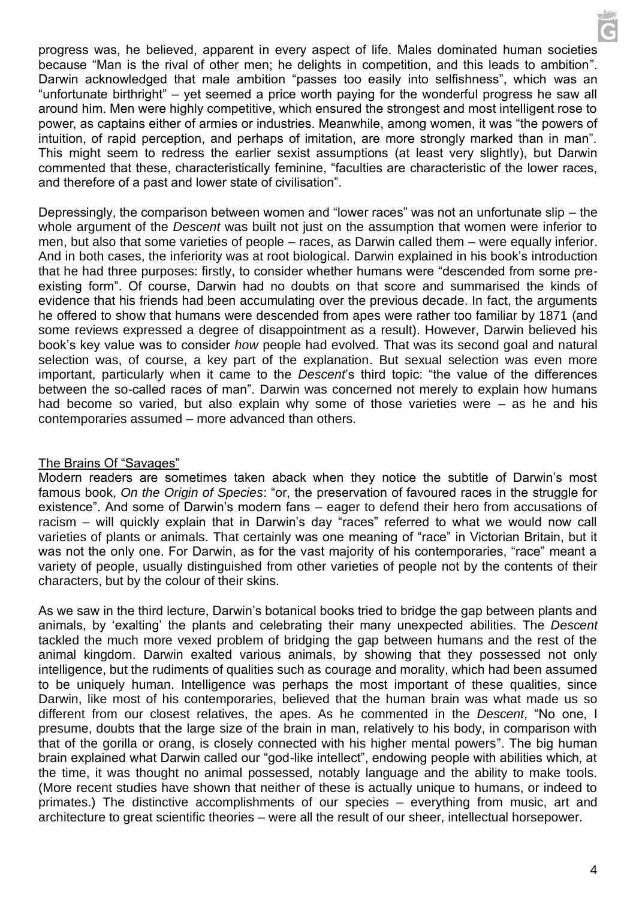progress was, he believed, apparent in every aspect of life. Males dominated human societies because "Man is the rival of other men; he delights in competition, and this leads to ambition". Darwin acknowledged that male ambition "passes too easily into selfishness", which was an "unfortunate birthright" – yet seemed a price worth paying for the wonderful progress he saw all around him. Men were highly competitive, which ensured the strongest and most intelligent rose to power, as captains either of armies or industries. Meanwhile, among women, it was "the powers of intuition, of rapid perception, and perhaps of imitation, are more strongly marked than in man". This might seem to redress the earlier sexist assumptions (at least very slightly), but Darwin commented that these, characteristically feminine, "faculties are characteristic of the lower races, and therefore of a past and lower state of civilisation".

Depressingly, the comparison between women and "lower races" was not an unfortunate slip – the whole argument of the *Descent* was built not just on the assumption that women were inferior to men, but also that some varieties of people – races, as Darwin called them – were equally inferior. And in both cases, the inferiority was at root biological. Darwin explained in his book's introduction that he had three purposes: firstly, to consider whether humans were "descended from some pre-existing form". Of course, Darwin had no doubts on that score and summarised the kinds of evidence that his friends had been accumulating over the previous decade. In fact, the arguments he offered to show that humans were descended from apes were rather too familiar by 1871 (and some reviews expressed a degree of disappointment as a result). However, Darwin believed his book's key value was to consider *how* people had evolved. That was its second goal and natural selection was, of course, a key part of the explanation. But sexual selection was even more important, particularly when it came to the *Descent*'s third topic: "the value of the differences between the so-called races of man". Darwin was concerned not merely to explain how humans had become so varied, but also explain why some of those varieties were – as he and his contemporaries assumed – more advanced than others.

## The Brains Of "Savages"

Modern readers are sometimes taken aback when they notice the subtitle of Darwin's most famous book, *On the Origin of Species*: "or, the preservation of favoured races in the struggle for existence". And some of Darwin's modern fans – eager to defend their hero from accusations of racism – will quickly explain that in Darwin's day "races" referred to what we would now call varieties of plants or animals. That certainly was one meaning of "race" in Victorian Britain, but it was not the only one. For Darwin, as for the vast majority of his contemporaries, "race" meant a variety of people, usually distinguished from other varieties of people not by the contents of their characters, but by the colour of their skins.

As we saw in the third lecture, Darwin's botanical books tried to bridge the gap between plants and animals, by 'exalting' the plants and celebrating their many unexpected abilities. The *Descent* tackled the much more vexed problem of bridging the gap between humans and the rest of the animal kingdom. Darwin exalted various animals, by showing that they possessed not only intelligence, but the rudiments of qualities such as courage and morality, which had been assumed to be uniquely human. Intelligence was perhaps the most important of these qualities, since Darwin, like most of his contemporaries, believed that the human brain was what made us so different from our closest relatives, the apes. As he commented in the *Descent*, "No one, I presume, doubts that the large size of the brain in man, relatively to his body, in comparison with that of the gorilla or orang, is closely connected with his higher mental powers". The big human brain explained what Darwin called our "god-like intellect", endowing people with abilities which, at the time, it was thought no animal possessed, notably language and the ability to make tools. (More recent studies have shown that neither of these is actually unique to humans, or indeed to primates.) The distinctive accomplishments of our species – everything from music, art and architecture to great scientific theories – were all the result of our sheer, intellectual horsepower.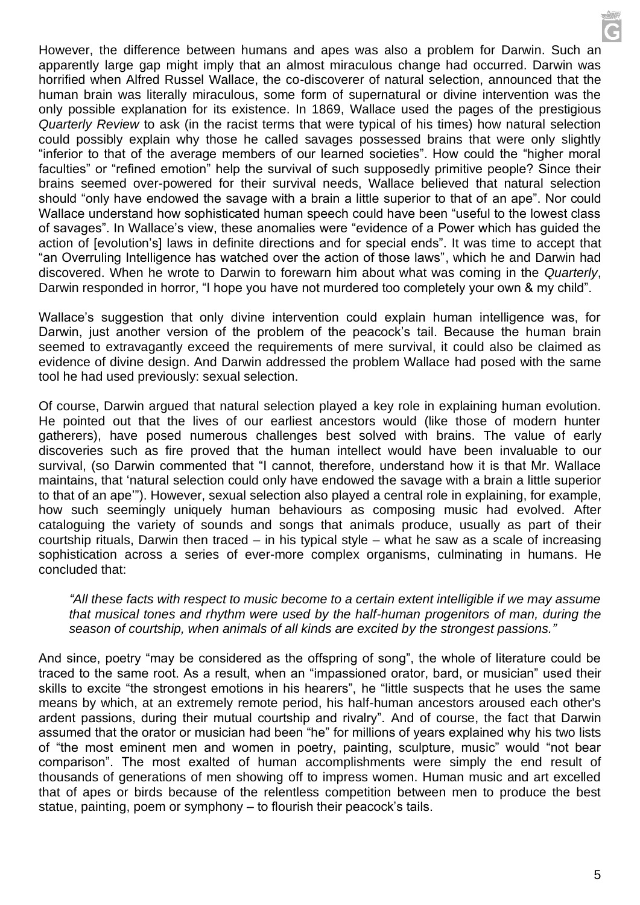However, the difference between humans and apes was also a problem for Darwin. Such an apparently large gap might imply that an almost miraculous change had occurred. Darwin was horrified when Alfred Russel Wallace, the co-discoverer of natural selection, announced that the human brain was literally miraculous, some form of supernatural or divine intervention was the only possible explanation for its existence. In 1869, Wallace used the pages of the prestigious *Quarterly Review* to ask (in the racist terms that were typical of his times) how natural selection could possibly explain why those he called savages possessed brains that were only slightly "inferior to that of the average members of our learned societies". How could the "higher moral faculties" or "refined emotion" help the survival of such supposedly primitive people? Since their brains seemed over-powered for their survival needs, Wallace believed that natural selection should "only have endowed the savage with a brain a little superior to that of an ape". Nor could Wallace understand how sophisticated human speech could have been "useful to the lowest class of savages". In Wallace's view, these anomalies were "evidence of a Power which has guided the action of [evolution's] laws in definite directions and for special ends". It was time to accept that "an Overruling Intelligence has watched over the action of those laws", which he and Darwin had discovered. When he wrote to Darwin to forewarn him about what was coming in the *Quarterly*, Darwin responded in horror, "I hope you have not murdered too completely your own & my child".

Wallace's suggestion that only divine intervention could explain human intelligence was, for Darwin, just another version of the problem of the peacock's tail. Because the human brain seemed to extravagantly exceed the requirements of mere survival, it could also be claimed as evidence of divine design. And Darwin addressed the problem Wallace had posed with the same tool he had used previously: sexual selection.

Of course, Darwin argued that natural selection played a key role in explaining human evolution. He pointed out that the lives of our earliest ancestors would (like those of modern hunter gatherers), have posed numerous challenges best solved with brains. The value of early discoveries such as fire proved that the human intellect would have been invaluable to our survival, (so Darwin commented that "I cannot, therefore, understand how it is that Mr. Wallace maintains, that 'natural selection could only have endowed the savage with a brain a little superior to that of an ape'"). However, sexual selection also played a central role in explaining, for example, how such seemingly uniquely human behaviours as composing music had evolved. After cataloguing the variety of sounds and songs that animals produce, usually as part of their courtship rituals, Darwin then traced – in his typical style – what he saw as a scale of increasing sophistication across a series of ever-more complex organisms, culminating in humans. He concluded that:

> *"All these facts with respect to music become to a certain extent intelligible if we may assume that musical tones and rhythm were used by the half-human progenitors of man, during the season of courtship, when animals of all kinds are excited by the strongest passions."*

And since, poetry "may be considered as the offspring of song", the whole of literature could be traced to the same root. As a result, when an "impassioned orator, bard, or musician" used their skills to excite "the strongest emotions in his hearers", he "little suspects that he uses the same means by which, at an extremely remote period, his half-human ancestors aroused each other's ardent passions, during their mutual courtship and rivalry". And of course, the fact that Darwin assumed that the orator or musician had been "he" for millions of years explained why his two lists of "the most eminent men and women in poetry, painting, sculpture, music" would "not bear comparison". The most exalted of human accomplishments were simply the end result of thousands of generations of men showing off to impress women. Human music and art excelled that of apes or birds because of the relentless competition between men to produce the best statue, painting, poem or symphony – to flourish their peacock's tails.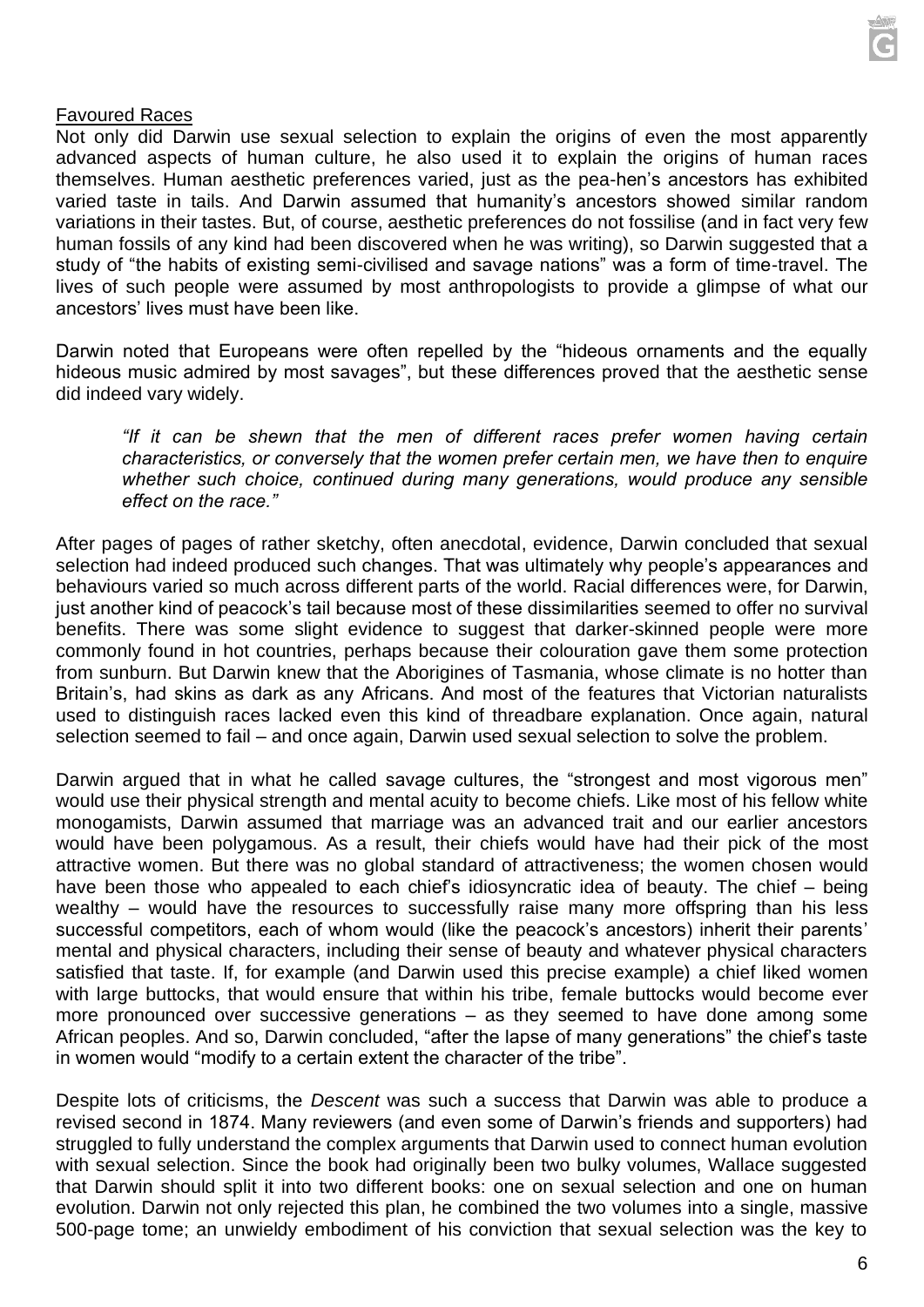## Favoured Races

Not only did Darwin use sexual selection to explain the origins of even the most apparently advanced aspects of human culture, he also used it to explain the origins of human races themselves. Human aesthetic preferences varied, just as the pea-hen's ancestors has exhibited varied taste in tails. And Darwin assumed that humanity's ancestors showed similar random variations in their tastes. But, of course, aesthetic preferences do not fossilise (and in fact very few human fossils of any kind had been discovered when he was writing), so Darwin suggested that a study of "the habits of existing semi-civilised and savage nations" was a form of time-travel. The lives of such people were assumed by most anthropologists to provide a glimpse of what our ancestors' lives must have been like.

Darwin noted that Europeans were often repelled by the "hideous ornaments and the equally hideous music admired by most savages", but these differences proved that the aesthetic sense did indeed vary widely.

> *"If it can be shewn that the men of different races prefer women having certain characteristics, or conversely that the women prefer certain men, we have then to enquire whether such choice, continued during many generations, would produce any sensible effect on the race."*

After pages of pages of rather sketchy, often anecdotal, evidence, Darwin concluded that sexual selection had indeed produced such changes. That was ultimately why people's appearances and behaviours varied so much across different parts of the world. Racial differences were, for Darwin, just another kind of peacock's tail because most of these dissimilarities seemed to offer no survival benefits. There was some slight evidence to suggest that darker-skinned people were more commonly found in hot countries, perhaps because their colouration gave them some protection from sunburn. But Darwin knew that the Aborigines of Tasmania, whose climate is no hotter than Britain's, had skins as dark as any Africans. And most of the features that Victorian naturalists used to distinguish races lacked even this kind of threadbare explanation. Once again, natural selection seemed to fail – and once again, Darwin used sexual selection to solve the problem.

Darwin argued that in what he called savage cultures, the "strongest and most vigorous men" would use their physical strength and mental acuity to become chiefs. Like most of his fellow white monogamists, Darwin assumed that marriage was an advanced trait and our earlier ancestors would have been polygamous. As a result, their chiefs would have had their pick of the most attractive women. But there was no global standard of attractiveness; the women chosen would have been those who appealed to each chief's idiosyncratic idea of beauty. The chief – being wealthy – would have the resources to successfully raise many more offspring than his less successful competitors, each of whom would (like the peacock's ancestors) inherit their parents' mental and physical characters, including their sense of beauty and whatever physical characters satisfied that taste. If, for example (and Darwin used this precise example) a chief liked women with large buttocks, that would ensure that within his tribe, female buttocks would become ever more pronounced over successive generations – as they seemed to have done among some African peoples. And so, Darwin concluded, "after the lapse of many generations" the chief's taste in women would "modify to a certain extent the character of the tribe".

Despite lots of criticisms, the *Descent* was such a success that Darwin was able to produce a revised second in 1874. Many reviewers (and even some of Darwin's friends and supporters) had struggled to fully understand the complex arguments that Darwin used to connect human evolution with sexual selection. Since the book had originally been two bulky volumes, Wallace suggested that Darwin should split it into two different books: one on sexual selection and one on human evolution. Darwin not only rejected this plan, he combined the two volumes into a single, massive 500-page tome; an unwieldy embodiment of his conviction that sexual selection was the key to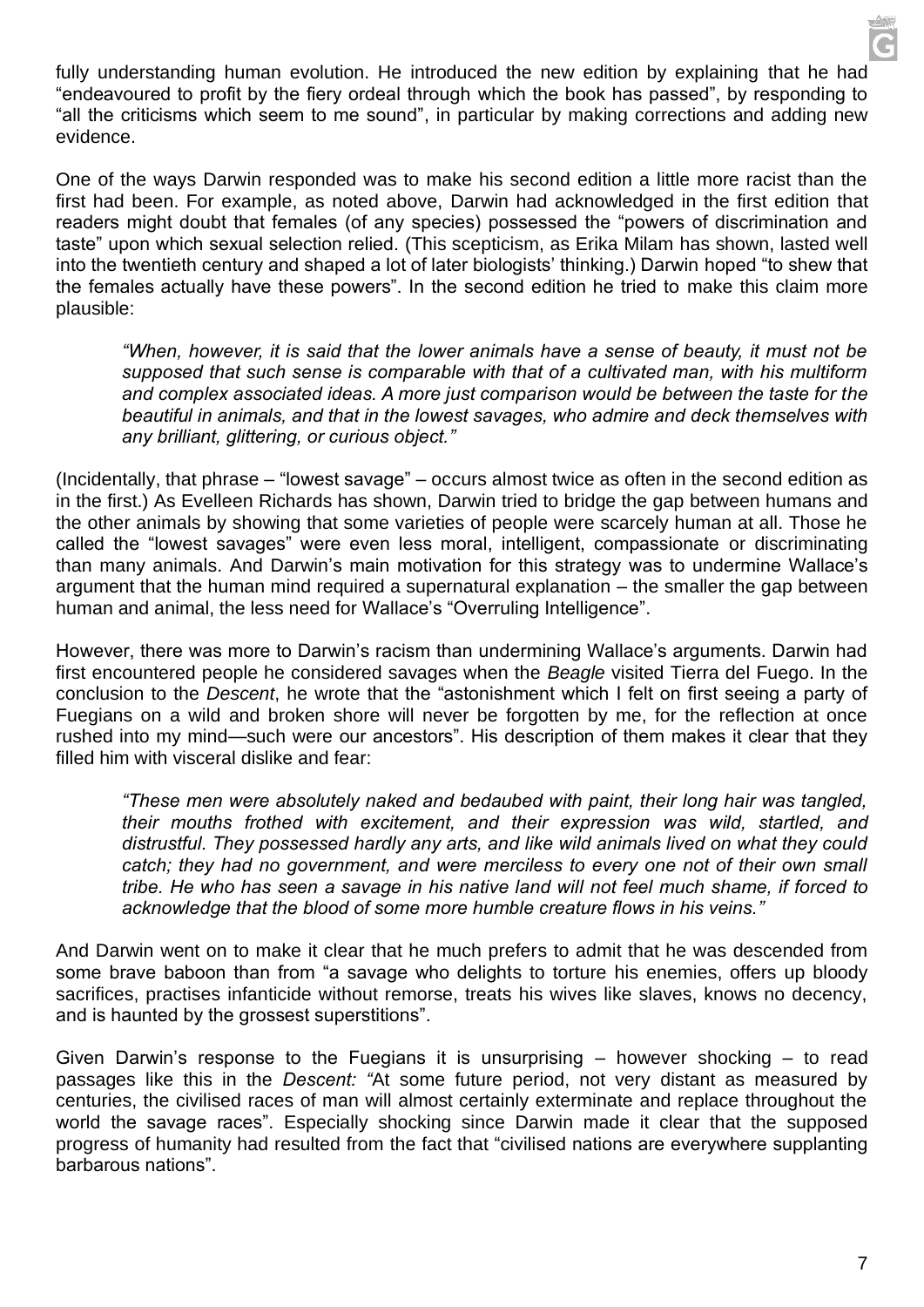fully understanding human evolution. He introduced the new edition by explaining that he had "endeavoured to profit by the fiery ordeal through which the book has passed", by responding to "all the criticisms which seem to me sound", in particular by making corrections and adding new evidence.

One of the ways Darwin responded was to make his second edition a little more racist than the first had been. For example, as noted above, Darwin had acknowledged in the first edition that readers might doubt that females (of any species) possessed the "powers of discrimination and taste" upon which sexual selection relied. (This scepticism, as Erika Milam has shown, lasted well into the twentieth century and shaped a lot of later biologists' thinking.) Darwin hoped "to shew that the females actually have these powers". In the second edition he tried to make this claim more plausible:

> *"When, however, it is said that the lower animals have a sense of beauty, it must not be supposed that such sense is comparable with that of a cultivated man, with his multiform and complex associated ideas. A more just comparison would be between the taste for the beautiful in animals, and that in the lowest savages, who admire and deck themselves with any brilliant, glittering, or curious object."*

(Incidentally, that phrase – "lowest savage" – occurs almost twice as often in the second edition as in the first.) As Evelleen Richards has shown, Darwin tried to bridge the gap between humans and the other animals by showing that some varieties of people were scarcely human at all. Those he called the "lowest savages" were even less moral, intelligent, compassionate or discriminating than many animals. And Darwin's main motivation for this strategy was to undermine Wallace's argument that the human mind required a supernatural explanation – the smaller the gap between human and animal, the less need for Wallace's "Overruling Intelligence".

However, there was more to Darwin's racism than undermining Wallace's arguments. Darwin had first encountered people he considered savages when the *Beagle* visited Tierra del Fuego. In the conclusion to the *Descent*, he wrote that the "astonishment which I felt on first seeing a party of Fuegians on a wild and broken shore will never be forgotten by me, for the reflection at once rushed into my mind—such were our ancestors". His description of them makes it clear that they filled him with visceral dislike and fear:

> *"These men were absolutely naked and bedaubed with paint, their long hair was tangled, their mouths frothed with excitement, and their expression was wild, startled, and distrustful. They possessed hardly any arts, and like wild animals lived on what they could catch; they had no government, and were merciless to every one not of their own small tribe. He who has seen a savage in his native land will not feel much shame, if forced to acknowledge that the blood of some more humble creature flows in his veins."*

And Darwin went on to make it clear that he much prefers to admit that he was descended from some brave baboon than from "a savage who delights to torture his enemies, offers up bloody sacrifices, practises infanticide without remorse, treats his wives like slaves, knows no decency, and is haunted by the grossest superstitions".

Given Darwin's response to the Fuegians it is unsurprising – however shocking – to read passages like this in the *Descent:* "At some future period, not very distant as measured by centuries, the civilised races of man will almost certainly exterminate and replace throughout the world the savage races". Especially shocking since Darwin made it clear that the supposed progress of humanity had resulted from the fact that "civilised nations are everywhere supplanting barbarous nations".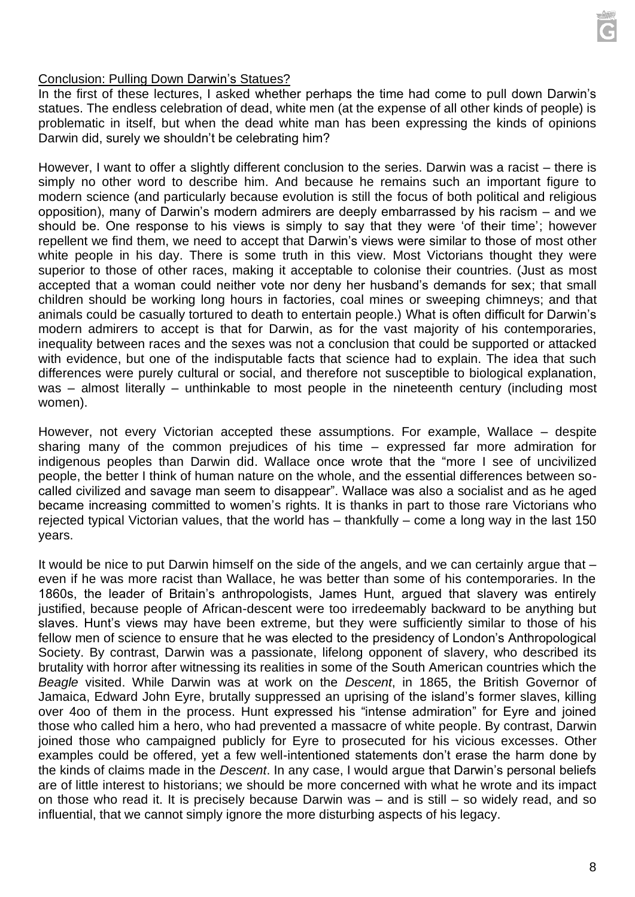## Conclusion: Pulling Down Darwin's Statues?

In the first of these lectures, I asked whether perhaps the time had come to pull down Darwin's statues. The endless celebration of dead, white men (at the expense of all other kinds of people) is problematic in itself, but when the dead white man has been expressing the kinds of opinions Darwin did, surely we shouldn't be celebrating him?

However, I want to offer a slightly different conclusion to the series. Darwin was a racist – there is simply no other word to describe him. And because he remains such an important figure to modern science (and particularly because evolution is still the focus of both political and religious opposition), many of Darwin's modern admirers are deeply embarrassed by his racism – and we should be. One response to his views is simply to say that they were 'of their time'; however repellent we find them, we need to accept that Darwin's views were similar to those of most other white people in his day. There is some truth in this view. Most Victorians thought they were superior to those of other races, making it acceptable to colonise their countries. (Just as most accepted that a woman could neither vote nor deny her husband's demands for sex; that small children should be working long hours in factories, coal mines or sweeping chimneys; and that animals could be casually tortured to death to entertain people.) What is often difficult for Darwin's modern admirers to accept is that for Darwin, as for the vast majority of his contemporaries, inequality between races and the sexes was not a conclusion that could be supported or attacked with evidence, but one of the indisputable facts that science had to explain. The idea that such differences were purely cultural or social, and therefore not susceptible to biological explanation, was – almost literally – unthinkable to most people in the nineteenth century (including most women).

However, not every Victorian accepted these assumptions. For example, Wallace – despite sharing many of the common prejudices of his time – expressed far more admiration for indigenous peoples than Darwin did. Wallace once wrote that the "more I see of uncivilized people, the better I think of human nature on the whole, and the essential differences between so-called civilized and savage man seem to disappear". Wallace was also a socialist and as he aged became increasing committed to women's rights. It is thanks in part to those rare Victorians who rejected typical Victorian values, that the world has – thankfully – come a long way in the last 150 years.

It would be nice to put Darwin himself on the side of the angels, and we can certainly argue that – even if he was more racist than Wallace, he was better than some of his contemporaries. In the 1860s, the leader of Britain's anthropologists, James Hunt, argued that slavery was entirely justified, because people of African-descent were too irredeemably backward to be anything but slaves. Hunt's views may have been extreme, but they were sufficiently similar to those of his fellow men of science to ensure that he was elected to the presidency of London's Anthropological Society. By contrast, Darwin was a passionate, lifelong opponent of slavery, who described its brutality with horror after witnessing its realities in some of the South American countries which the *Beagle* visited. While Darwin was at work on the *Descent*, in 1865, the British Governor of Jamaica, Edward John Eyre, brutally suppressed an uprising of the island's former slaves, killing over 4oo of them in the process. Hunt expressed his "intense admiration" for Eyre and joined those who called him a hero, who had prevented a massacre of white people. By contrast, Darwin joined those who campaigned publicly for Eyre to prosecuted for his vicious excesses. Other examples could be offered, yet a few well-intentioned statements don't erase the harm done by the kinds of claims made in the *Descent*. In any case, I would argue that Darwin's personal beliefs are of little interest to historians; we should be more concerned with what he wrote and its impact on those who read it. It is precisely because Darwin was – and is still – so widely read, and so influential, that we cannot simply ignore the more disturbing aspects of his legacy.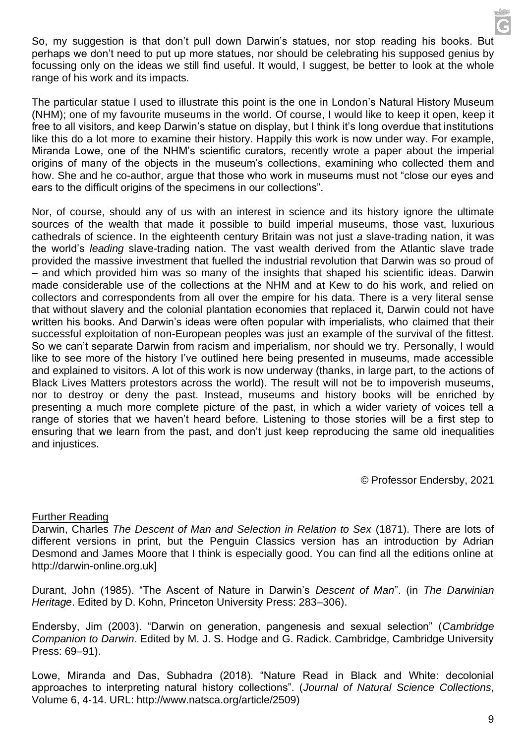So, my suggestion is that don't pull down Darwin's statues, nor stop reading his books. But perhaps we don't need to put up more statues, nor should be celebrating his supposed genius by focussing only on the ideas we still find useful. It would, I suggest, be better to look at the whole range of his work and its impacts.

The particular statue I used to illustrate this point is the one in London's Natural History Museum (NHM); one of my favourite museums in the world. Of course, I would like to keep it open, keep it free to all visitors, and keep Darwin's statue on display, but I think it's long overdue that institutions like this do a lot more to examine their history. Happily this work is now under way. For example, Miranda Lowe, one of the NHM's scientific curators, recently wrote a paper about the imperial origins of many of the objects in the museum's collections, examining who collected them and how. She and he co-author, argue that those who work in museums must not "close our eyes and ears to the difficult origins of the specimens in our collections".

Nor, of course, should any of us with an interest in science and its history ignore the ultimate sources of the wealth that made it possible to build imperial museums, those vast, luxurious cathedrals of science. In the eighteenth century Britain was not just *a* slave-trading nation, it was the world's *leading* slave-trading nation. The vast wealth derived from the Atlantic slave trade provided the massive investment that fuelled the industrial revolution that Darwin was so proud of – and which provided him was so many of the insights that shaped his scientific ideas. Darwin made considerable use of the collections at the NHM and at Kew to do his work, and relied on collectors and correspondents from all over the empire for his data. There is a very literal sense that without slavery and the colonial plantation economies that replaced it, Darwin could not have written his books. And Darwin's ideas were often popular with imperialists, who claimed that their successful exploitation of non-European peoples was just an example of the survival of the fittest. So we can't separate Darwin from racism and imperialism, nor should we try. Personally, I would like to see more of the history I've outlined here being presented in museums, made accessible and explained to visitors. A lot of this work is now underway (thanks, in large part, to the actions of Black Lives Matters protestors across the world). The result will not be to impoverish museums, nor to destroy or deny the past. Instead, museums and history books will be enriched by presenting a much more complete picture of the past, in which a wider variety of voices tell a range of stories that we haven't heard before. Listening to those stories will be a first step to ensuring that we learn from the past, and don't just keep reproducing the same old inequalities and injustices.

© Professor Endersby, 2021

Further Reading

Darwin, Charles *The Descent of Man and Selection in Relation to Sex* (1871). There are lots of different versions in print, but the Penguin Classics version has an introduction by Adrian Desmond and James Moore that I think is especially good. You can find all the editions online at http://darwin-online.org.uk]

Durant, John (1985). "The Ascent of Nature in Darwin's *Descent of Man*". (in *The Darwinian Heritage*. Edited by D. Kohn, Princeton University Press: 283–306).

Endersby, Jim (2003). "Darwin on generation, pangenesis and sexual selection" (*Cambridge Companion to Darwin*. Edited by M. J. S. Hodge and G. Radick. Cambridge, Cambridge University Press: 69–91).

Lowe, Miranda and Das, Subhadra (2018). "Nature Read in Black and White: decolonial approaches to interpreting natural history collections". (*Journal of Natural Science Collections*, Volume 6, 4-14. URL: http://www.natsca.org/article/2509)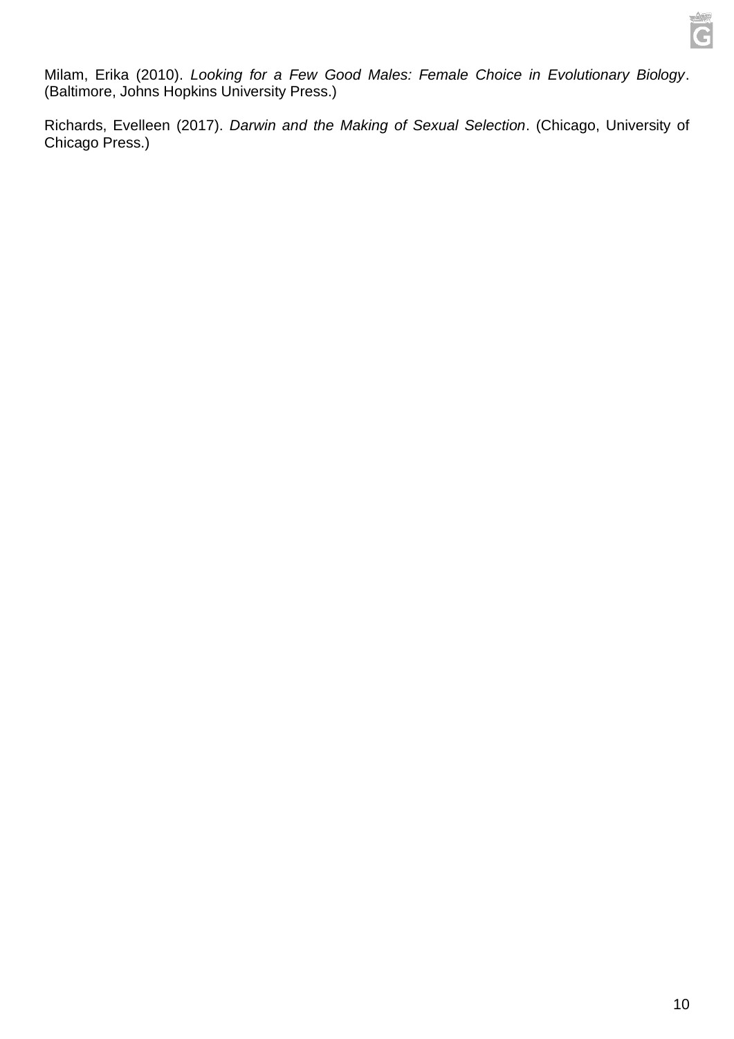Milam, Erika (2010). *Looking for a Few Good Males: Female Choice in Evolutionary Biology*. (Baltimore, Johns Hopkins University Press.)

Richards, Evelleen (2017). *Darwin and the Making of Sexual Selection*. (Chicago, University of Chicago Press.)